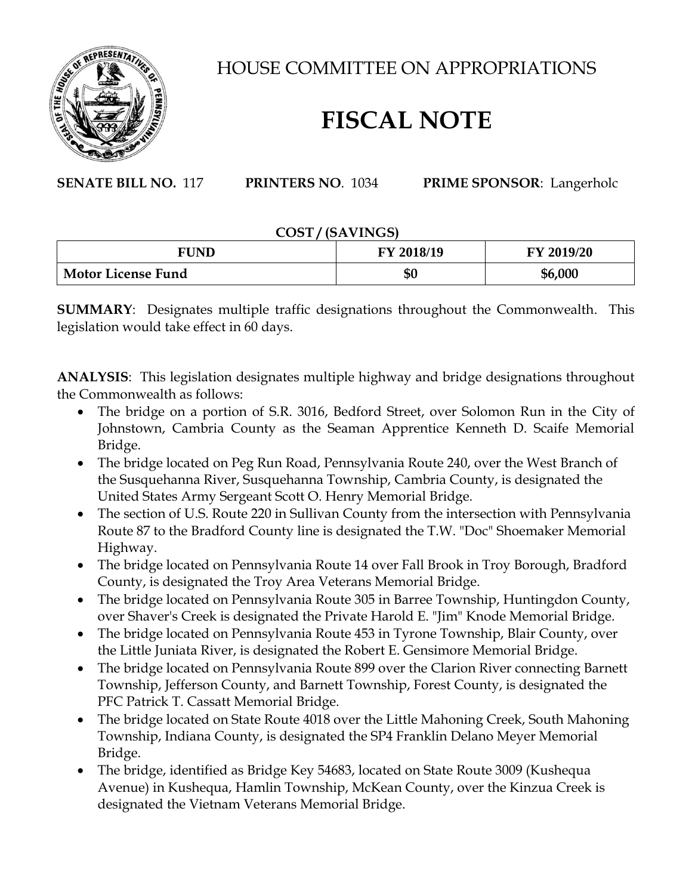# HOUSE COMMITTEE ON APPROPRIATIONS

# FISCAL NOTE

**SENATE BILL NO.** 117 **PRINTERS NO**. 1034 **PRIME SPONSOR**: Langerholc

**COST / (SAVINGS)**

| FUND | FY 2018/19 | FY 2019/20 |
|---|---|---|
| Motor License Fund | $0 | $6,000 |

**SUMMARY**: Designates multiple traffic designations throughout the Commonwealth. This legislation would take effect in 60 days.

**ANALYSIS**: This legislation designates multiple highway and bridge designations throughout the Commonwealth as follows:

- The bridge on a portion of S.R. 3016, Bedford Street, over Solomon Run in the City of Johnstown, Cambria County as the Seaman Apprentice Kenneth D. Scaife Memorial Bridge.
- The bridge located on Peg Run Road, Pennsylvania Route 240, over the West Branch of the Susquehanna River, Susquehanna Township, Cambria County, is designated the United States Army Sergeant Scott O. Henry Memorial Bridge.
- The section of U.S. Route 220 in Sullivan County from the intersection with Pennsylvania Route 87 to the Bradford County line is designated the T.W. "Doc" Shoemaker Memorial Highway.
- The bridge located on Pennsylvania Route 14 over Fall Brook in Troy Borough, Bradford County, is designated the Troy Area Veterans Memorial Bridge.
- The bridge located on Pennsylvania Route 305 in Barree Township, Huntingdon County, over Shaver's Creek is designated the Private Harold E. "Jim" Knode Memorial Bridge.
- The bridge located on Pennsylvania Route 453 in Tyrone Township, Blair County, over the Little Juniata River, is designated the Robert E. Gensimore Memorial Bridge.
- The bridge located on Pennsylvania Route 899 over the Clarion River connecting Barnett Township, Jefferson County, and Barnett Township, Forest County, is designated the PFC Patrick T. Cassatt Memorial Bridge.
- The bridge located on State Route 4018 over the Little Mahoning Creek, South Mahoning Township, Indiana County, is designated the SP4 Franklin Delano Meyer Memorial Bridge.
- The bridge, identified as Bridge Key 54683, located on State Route 3009 (Kushequa Avenue) in Kushequa, Hamlin Township, McKean County, over the Kinzua Creek is designated the Vietnam Veterans Memorial Bridge.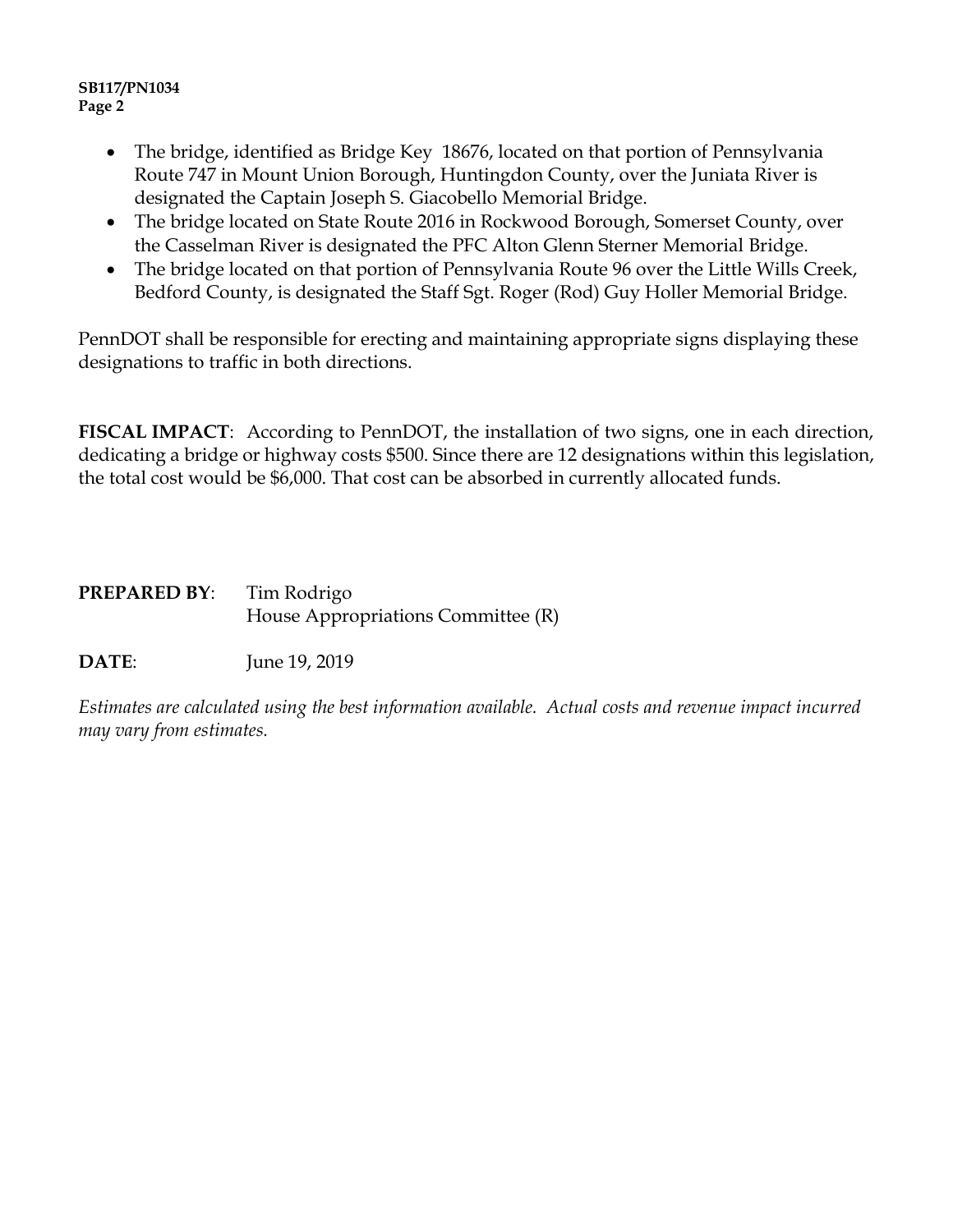- The bridge, identified as Bridge Key 18676, located on that portion of Pennsylvania Route 747 in Mount Union Borough, Huntingdon County, over the Juniata River is designated the Captain Joseph S. Giacobello Memorial Bridge.
- The bridge located on State Route 2016 in Rockwood Borough, Somerset County, over the Casselman River is designated the PFC Alton Glenn Sterner Memorial Bridge.
- The bridge located on that portion of Pennsylvania Route 96 over the Little Wills Creek, Bedford County, is designated the Staff Sgt. Roger (Rod) Guy Holler Memorial Bridge.

PennDOT shall be responsible for erecting and maintaining appropriate signs displaying these designations to traffic in both directions.

**FISCAL IMPACT**: According to PennDOT, the installation of two signs, one in each direction, dedicating a bridge or highway costs $500. Since there are 12 designations within this legislation, the total cost would be $6,000. That cost can be absorbed in currently allocated funds.

**PREPARED BY**: Tim Rodrigo
House Appropriations Committee (R)

**DATE**: June 19, 2019

*Estimates are calculated using the best information available. Actual costs and revenue impact incurred may vary from estimates.*